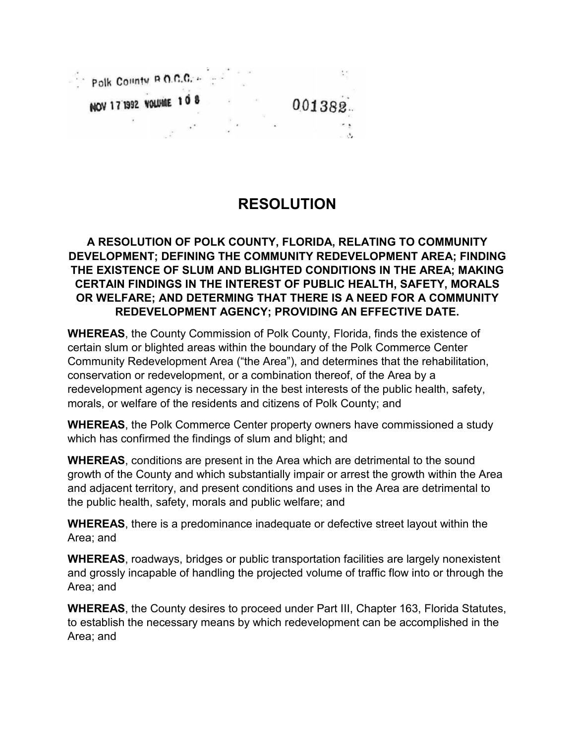Polk County B.O.C.C.

NOV 17 1992 VOLUME 108 001382

# RESOLUTION

**A RESOLUTION OF POLK COUNTY, FLORIDA, RELATING TO COMMUNITY DEVELOPMENT; DEFINING THE COMMUNITY REDEVELOPMENT AREA; FINDING THE EXISTENCE OF SLUM AND BLIGHTED CONDITIONS IN THE AREA; MAKING CERTAIN FINDINGS IN THE INTEREST OF PUBLIC HEALTH, SAFETY, MORALS OR WELFARE; AND DETERMING THAT THERE IS A NEED FOR A COMMUNITY REDEVELOPMENT AGENCY; PROVIDING AN EFFECTIVE DATE.**

**WHEREAS**, the County Commission of Polk County, Florida, finds the existence of certain slum or blighted areas within the boundary of the Polk Commerce Center Community Redevelopment Area ("the Area"), and determines that the rehabilitation, conservation or redevelopment, or a combination thereof, of the Area by a redevelopment agency is necessary in the best interests of the public health, safety, morals, or welfare of the residents and citizens of Polk County; and

**WHEREAS**, the Polk Commerce Center property owners have commissioned a study which has confirmed the findings of slum and blight; and

**WHEREAS**, conditions are present in the Area which are detrimental to the sound growth of the County and which substantially impair or arrest the growth within the Area and adjacent territory, and present conditions and uses in the Area are detrimental to the public health, safety, morals and public welfare; and

**WHEREAS**, there is a predominance inadequate or defective street layout within the Area; and

**WHEREAS**, roadways, bridges or public transportation facilities are largely nonexistent and grossly incapable of handling the projected volume of traffic flow into or through the Area; and

**WHEREAS**, the County desires to proceed under Part III, Chapter 163, Florida Statutes, to establish the necessary means by which redevelopment can be accomplished in the Area; and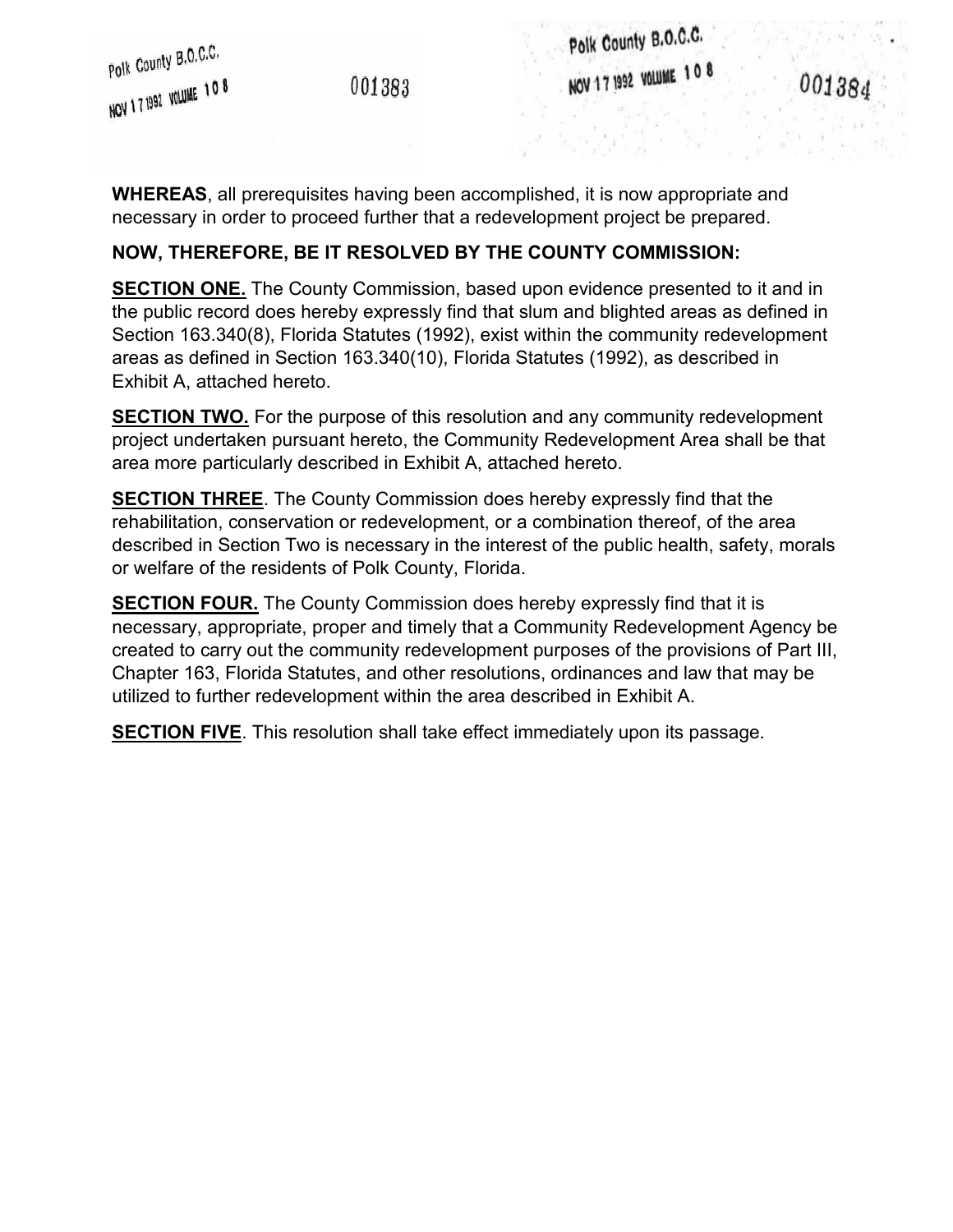**WHEREAS**, all prerequisites having been accomplished, it is now appropriate and necessary in order to proceed further that a redevelopment project be prepared.

**NOW, THEREFORE, BE IT RESOLVED BY THE COUNTY COMMISSION:**

**SECTION ONE.** The County Commission, based upon evidence presented to it and in the public record does hereby expressly find that slum and blighted areas as defined in Section 163.340(8), Florida Statutes (1992), exist within the community redevelopment areas as defined in Section 163.340(10), Florida Statutes (1992), as described in Exhibit A, attached hereto.

**SECTION TWO.** For the purpose of this resolution and any community redevelopment project undertaken pursuant hereto, the Community Redevelopment Area shall be that area more particularly described in Exhibit A, attached hereto.

**SECTION THREE**. The County Commission does hereby expressly find that the rehabilitation, conservation or redevelopment, or a combination thereof, of the area described in Section Two is necessary in the interest of the public health, safety, morals or welfare of the residents of Polk County, Florida.

**SECTION FOUR.** The County Commission does hereby expressly find that it is necessary, appropriate, proper and timely that a Community Redevelopment Agency be created to carry out the community redevelopment purposes of the provisions of Part III, Chapter 163, Florida Statutes, and other resolutions, ordinances and law that may be utilized to further redevelopment within the area described in Exhibit A.

**SECTION FIVE**. This resolution shall take effect immediately upon its passage.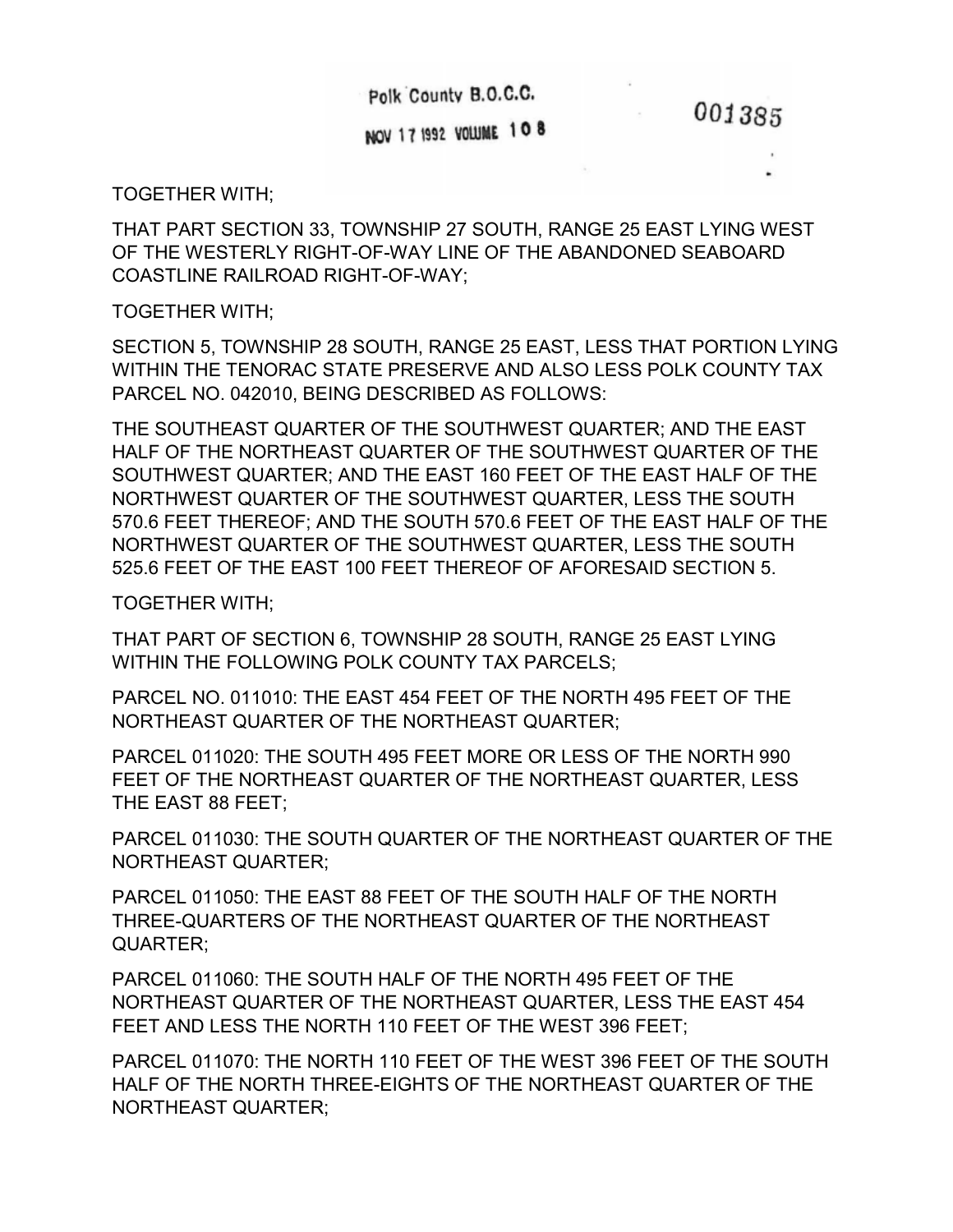TOGETHER WITH;

THAT PART SECTION 33, TOWNSHIP 27 SOUTH, RANGE 25 EAST LYING WEST OF THE WESTERLY RIGHT-OF-WAY LINE OF THE ABANDONED SEABOARD COASTLINE RAILROAD RIGHT-OF-WAY;

TOGETHER WITH;

SECTION 5, TOWNSHIP 28 SOUTH, RANGE 25 EAST, LESS THAT PORTION LYING WITHIN THE TENORAC STATE PRESERVE AND ALSO LESS POLK COUNTY TAX PARCEL NO. 042010, BEING DESCRIBED AS FOLLOWS:

THE SOUTHEAST QUARTER OF THE SOUTHWEST QUARTER; AND THE EAST HALF OF THE NORTHEAST QUARTER OF THE SOUTHWEST QUARTER OF THE SOUTHWEST QUARTER; AND THE EAST 160 FEET OF THE EAST HALF OF THE NORTHWEST QUARTER OF THE SOUTHWEST QUARTER, LESS THE SOUTH 570.6 FEET THEREOF; AND THE SOUTH 570.6 FEET OF THE EAST HALF OF THE NORTHWEST QUARTER OF THE SOUTHWEST QUARTER, LESS THE SOUTH 525.6 FEET OF THE EAST 100 FEET THEREOF OF AFORESAID SECTION 5.

TOGETHER WITH;

THAT PART OF SECTION 6, TOWNSHIP 28 SOUTH, RANGE 25 EAST LYING WITHIN THE FOLLOWING POLK COUNTY TAX PARCELS;

PARCEL NO. 011010: THE EAST 454 FEET OF THE NORTH 495 FEET OF THE NORTHEAST QUARTER OF THE NORTHEAST QUARTER;

PARCEL 011020: THE SOUTH 495 FEET MORE OR LESS OF THE NORTH 990 FEET OF THE NORTHEAST QUARTER OF THE NORTHEAST QUARTER, LESS THE EAST 88 FEET;

PARCEL 011030: THE SOUTH QUARTER OF THE NORTHEAST QUARTER OF THE NORTHEAST QUARTER;

PARCEL 011050: THE EAST 88 FEET OF THE SOUTH HALF OF THE NORTH THREE-QUARTERS OF THE NORTHEAST QUARTER OF THE NORTHEAST QUARTER;

PARCEL 011060: THE SOUTH HALF OF THE NORTH 495 FEET OF THE NORTHEAST QUARTER OF THE NORTHEAST QUARTER, LESS THE EAST 454 FEET AND LESS THE NORTH 110 FEET OF THE WEST 396 FEET;

PARCEL 011070: THE NORTH 110 FEET OF THE WEST 396 FEET OF THE SOUTH HALF OF THE NORTH THREE-EIGHTS OF THE NORTHEAST QUARTER OF THE NORTHEAST QUARTER;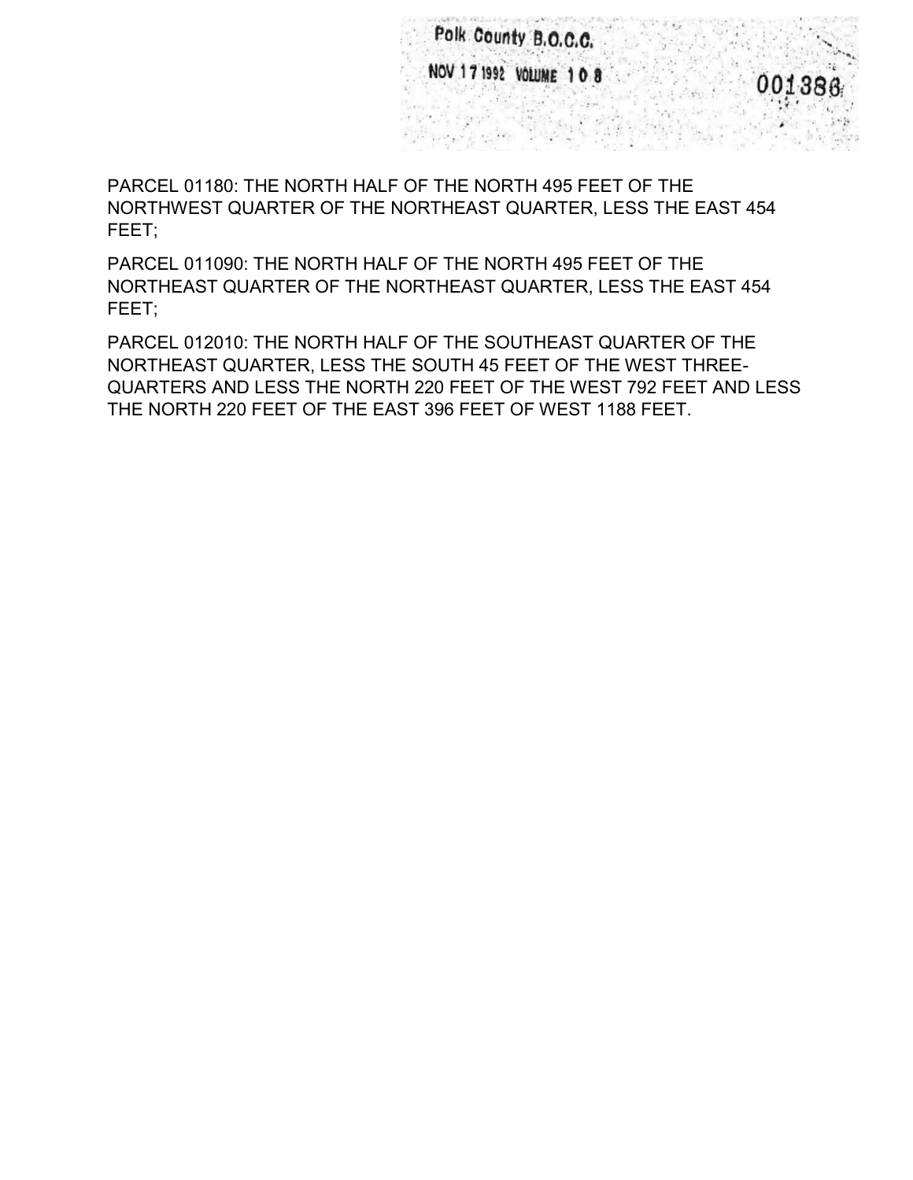PARCEL 01180: THE NORTH HALF OF THE NORTH 495 FEET OF THE NORTHWEST QUARTER OF THE NORTHEAST QUARTER, LESS THE EAST 454 FEET;

PARCEL 011090: THE NORTH HALF OF THE NORTH 495 FEET OF THE NORTHEAST QUARTER OF THE NORTHEAST QUARTER, LESS THE EAST 454 FEET;

PARCEL 012010: THE NORTH HALF OF THE SOUTHEAST QUARTER OF THE NORTHEAST QUARTER, LESS THE SOUTH 45 FEET OF THE WEST THREE-QUARTERS AND LESS THE NORTH 220 FEET OF THE WEST 792 FEET AND LESS THE NORTH 220 FEET OF THE EAST 396 FEET OF WEST 1188 FEET.